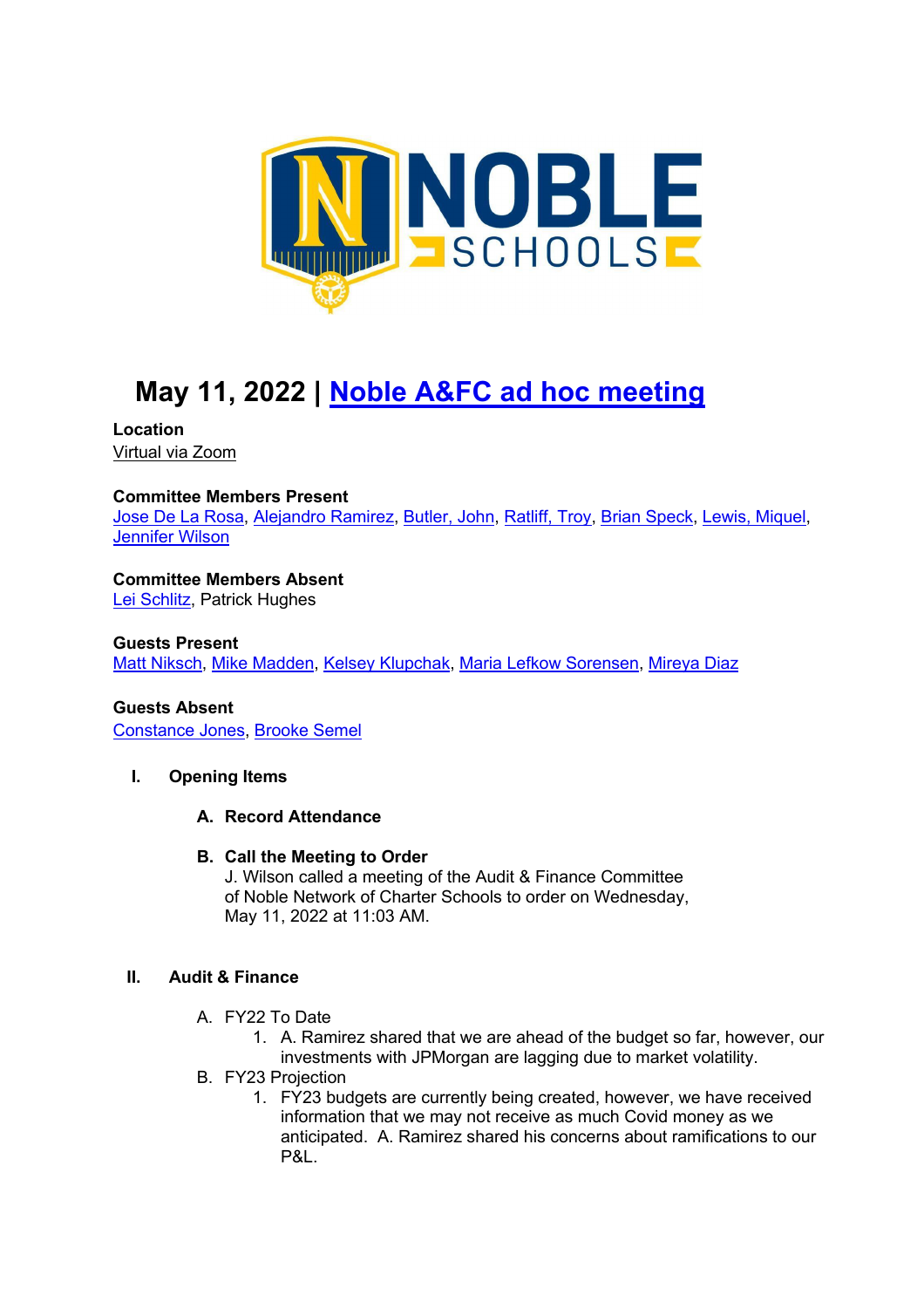# May 11, 2022 | Noble A&FC ad hoc meeting

**Location**
Virtual via Zoom

**Committee Members Present**
Jose De La Rosa, Alejandro Ramirez, Butler, John, Ratliff, Troy, Brian Speck, Lewis, Miquel, Jennifer Wilson

**Committee Members Absent**
Lei Schlitz, Patrick Hughes

**Guests Present**
Matt Niksch, Mike Madden, Kelsey Klupchak, Maria Lefkow Sorensen, Mireya Diaz

**Guests Absent**
Constance Jones, Brooke Semel

## I. Opening Items

### A. Record Attendance

### B. Call the Meeting to Order

J. Wilson called a meeting of the Audit & Finance Committee of Noble Network of Charter Schools to order on Wednesday, May 11, 2022 at 11:03 AM.

## II. Audit & Finance

A. FY22 To Date
   1. A. Ramirez shared that we are ahead of the budget so far, however, our investments with JPMorgan are lagging due to market volatility.

B. FY23 Projection
   1. FY23 budgets are currently being created, however, we have received information that we may not receive as much Covid money as we anticipated. A. Ramirez shared his concerns about ramifications to our P&L.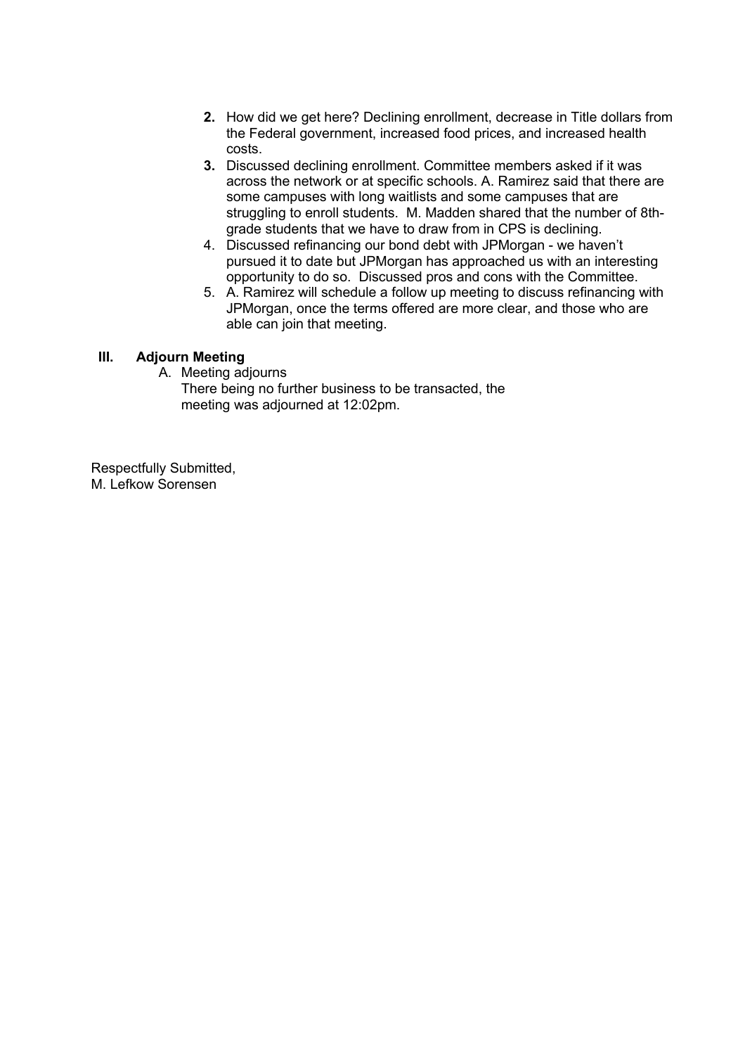2. How did we get here? Declining enrollment, decrease in Title dollars from the Federal government, increased food prices, and increased health costs.
3. Discussed declining enrollment. Committee members asked if it was across the network or at specific schools. A. Ramirez said that there are some campuses with long waitlists and some campuses that are struggling to enroll students. M. Madden shared that the number of 8th-grade students that we have to draw from in CPS is declining.
4. Discussed refinancing our bond debt with JPMorgan - we haven't pursued it to date but JPMorgan has approached us with an interesting opportunity to do so. Discussed pros and cons with the Committee.
5. A. Ramirez will schedule a follow up meeting to discuss refinancing with JPMorgan, once the terms offered are more clear, and those who are able can join that meeting.

## III. Adjourn Meeting

A. Meeting adjourns
   There being no further business to be transacted, the meeting was adjourned at 12:02pm.

Respectfully Submitted,
M. Lefkow Sorensen